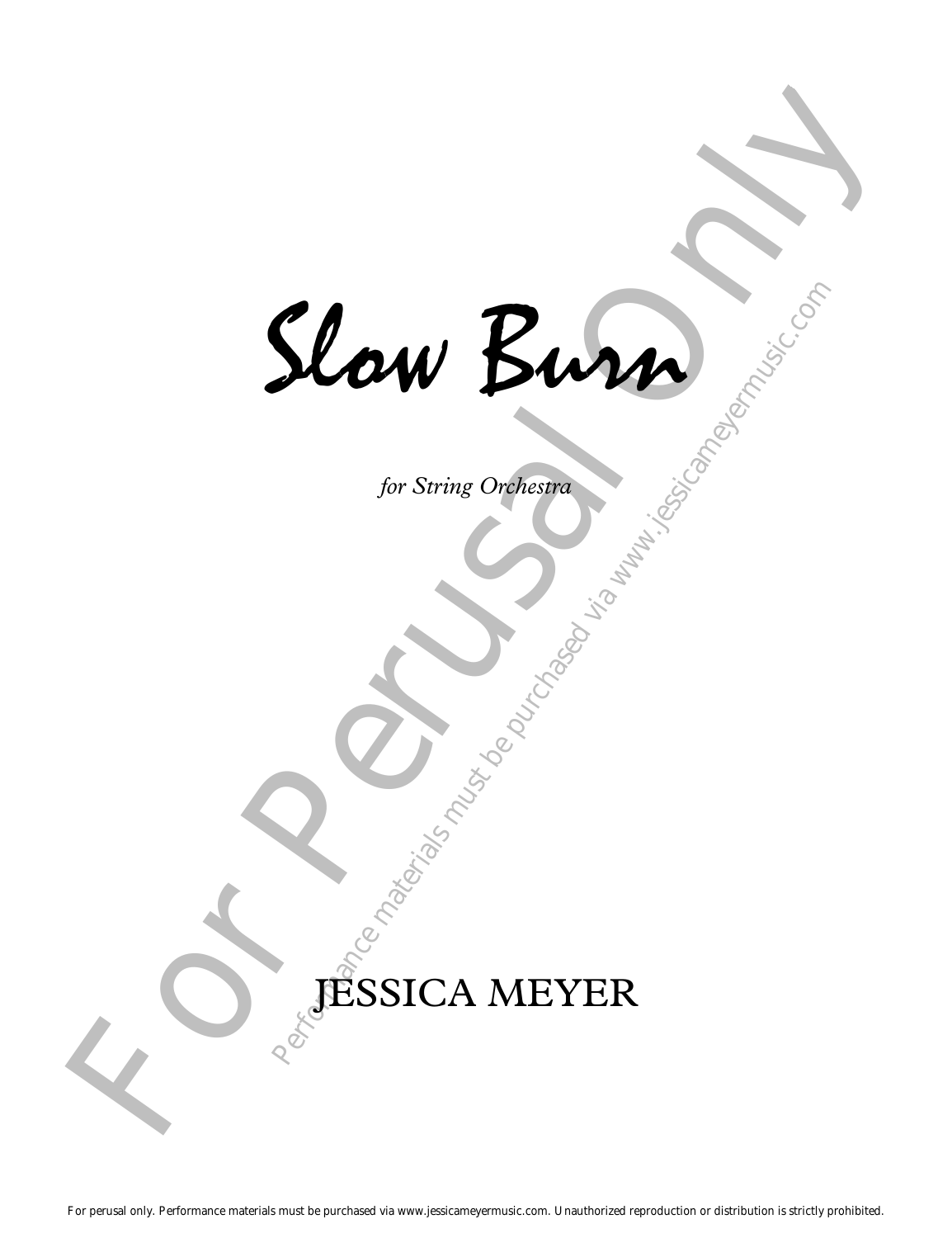# Slow Burn

*for String Orchestra*

JESSICA MEYER

For perusal only. Performance materials must be purchased via www.jessicameyermusic.com. Unauthorized reproduction or distribution is strictly prohibited.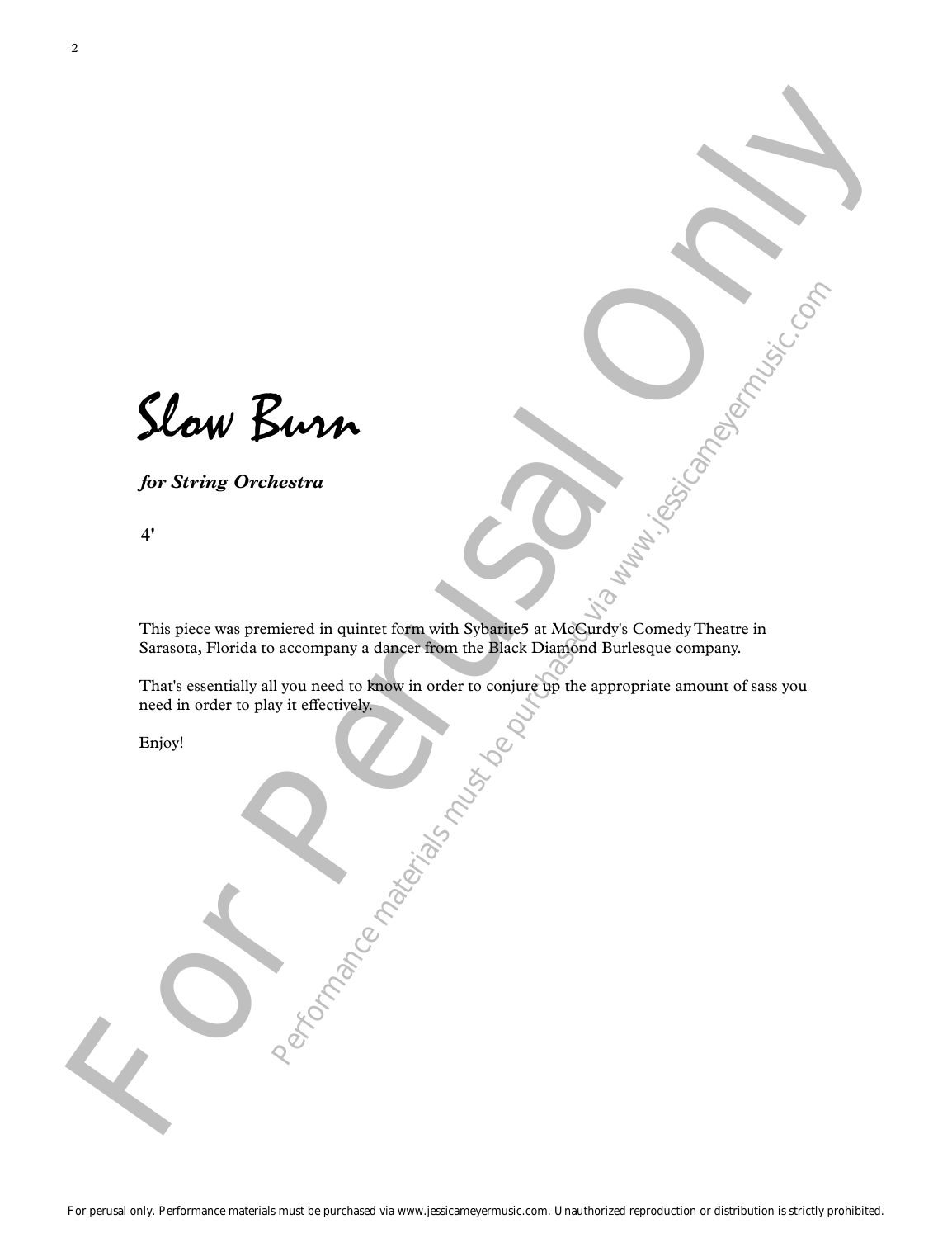# Slow Burn

***for String Orchestra***

**4'**

This piece was premiered in quintet form with Sybarite5 at McCurdy's Comedy Theatre in Sarasota, Florida to accompany a dancer from the Black Diamond Burlesque company.

That's essentially all you need to know in order to conjure up the appropriate amount of sass you need in order to play it effectively.

Enjoy!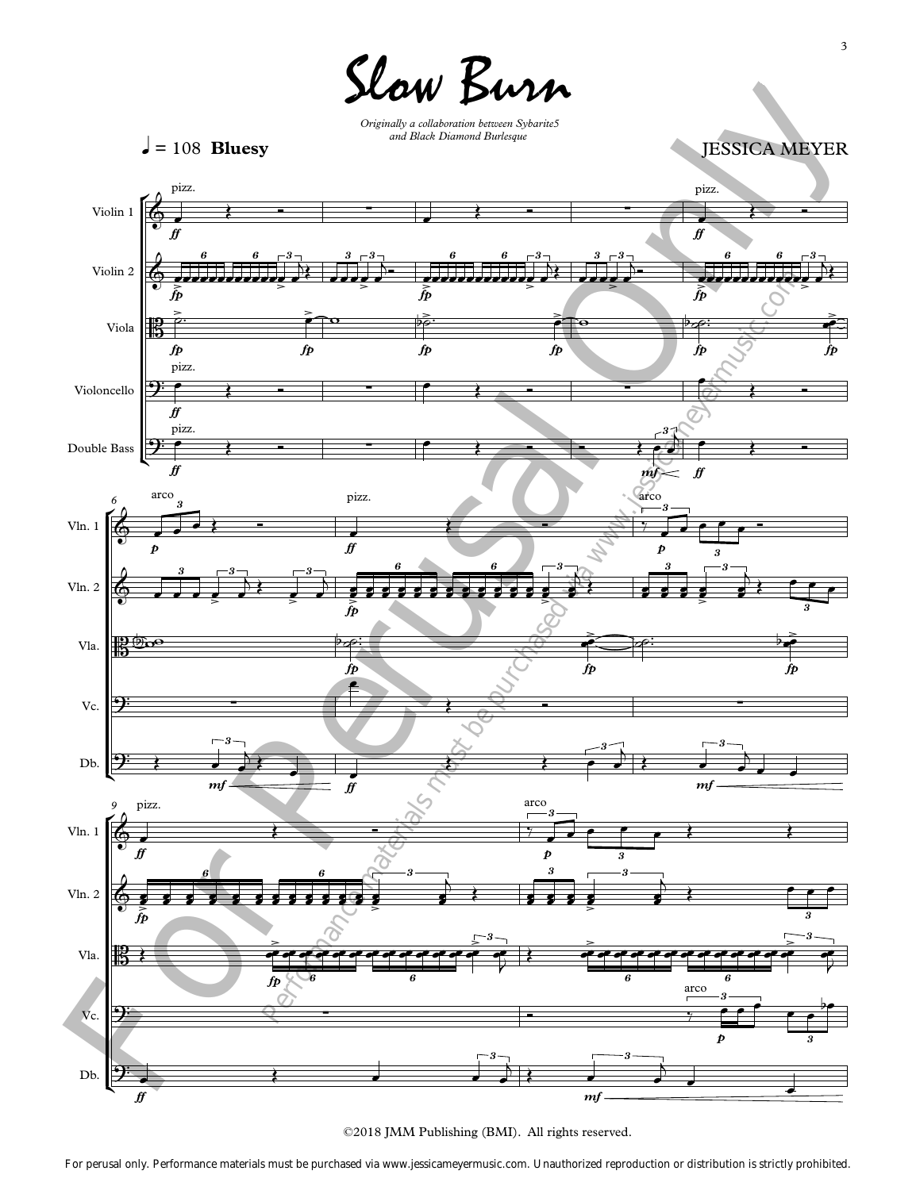# Slow Burn

*Originally a collaboration between Sybarite5 and Black Diamond Burlesque*

♩ = 108 **Bluesy**

JESSICA MEYER

©2018 JMM Publishing (BMI). All rights reserved.

For perusal only. Performance materials must be purchased via www.jessicameyermusic.com. Unauthorized reproduction or distribution is strictly prohibited.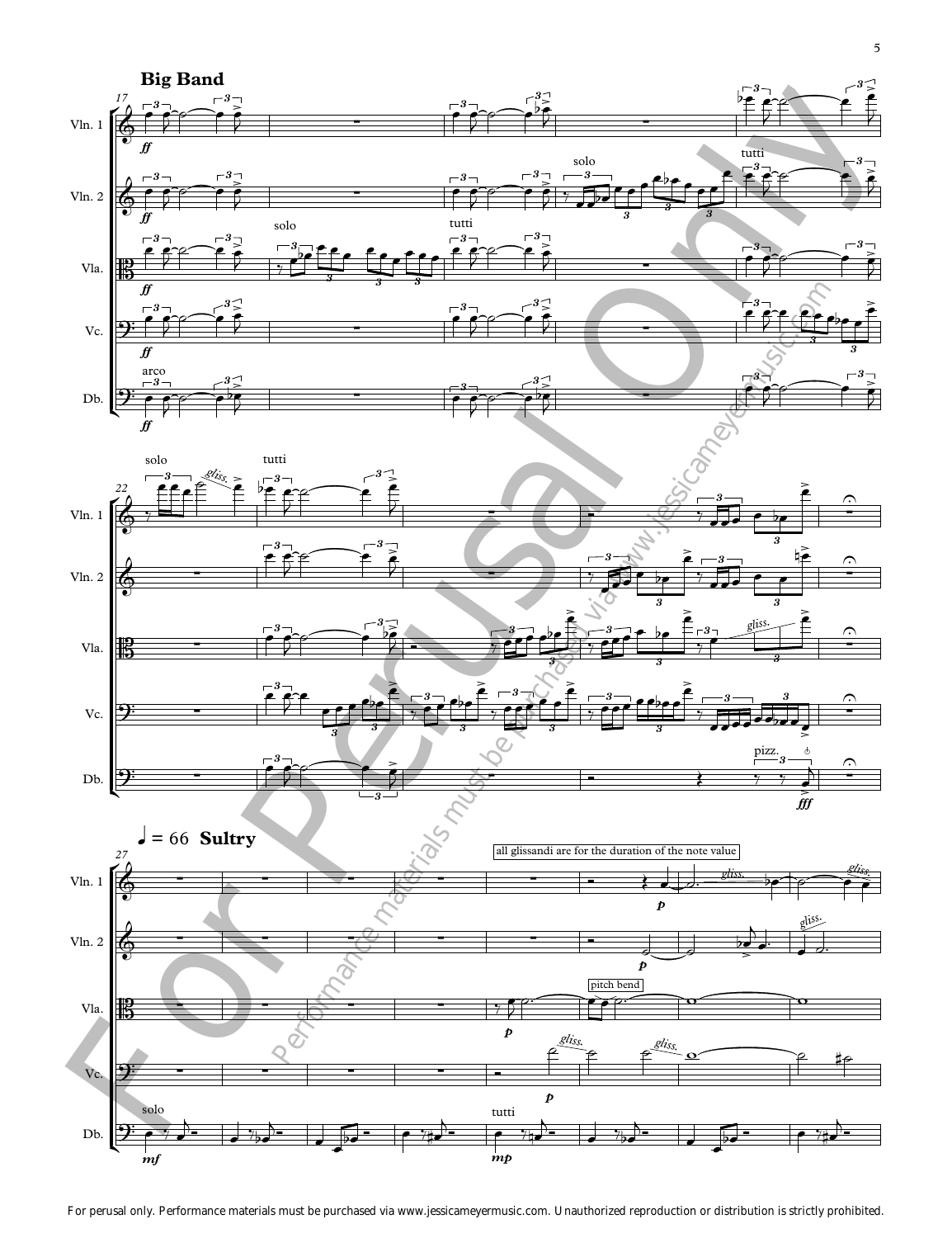**Big Band**

**♩ = 66 Sultry**

all glissandi are for the duration of the note value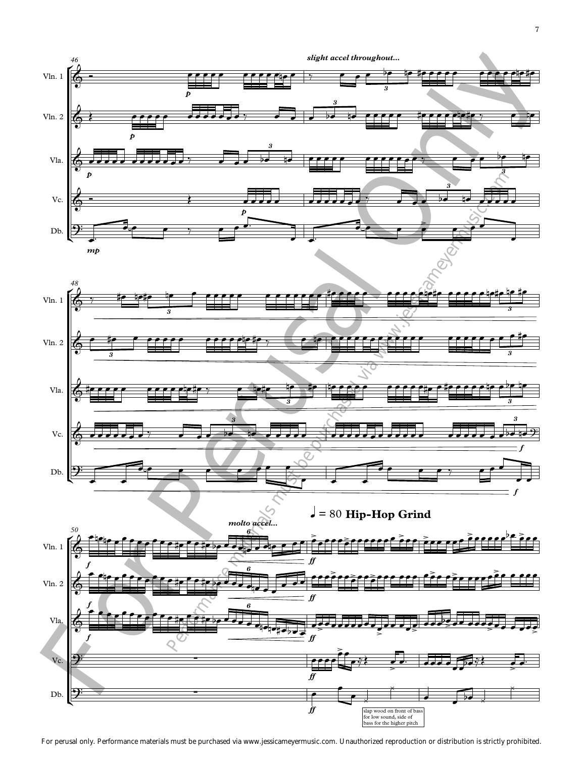*slight accel throughout...*

*molto accel...*

♩ = 80 **Hip-Hop Grind**

slap wood on front of bass for low sound, side of bass for the higher pitch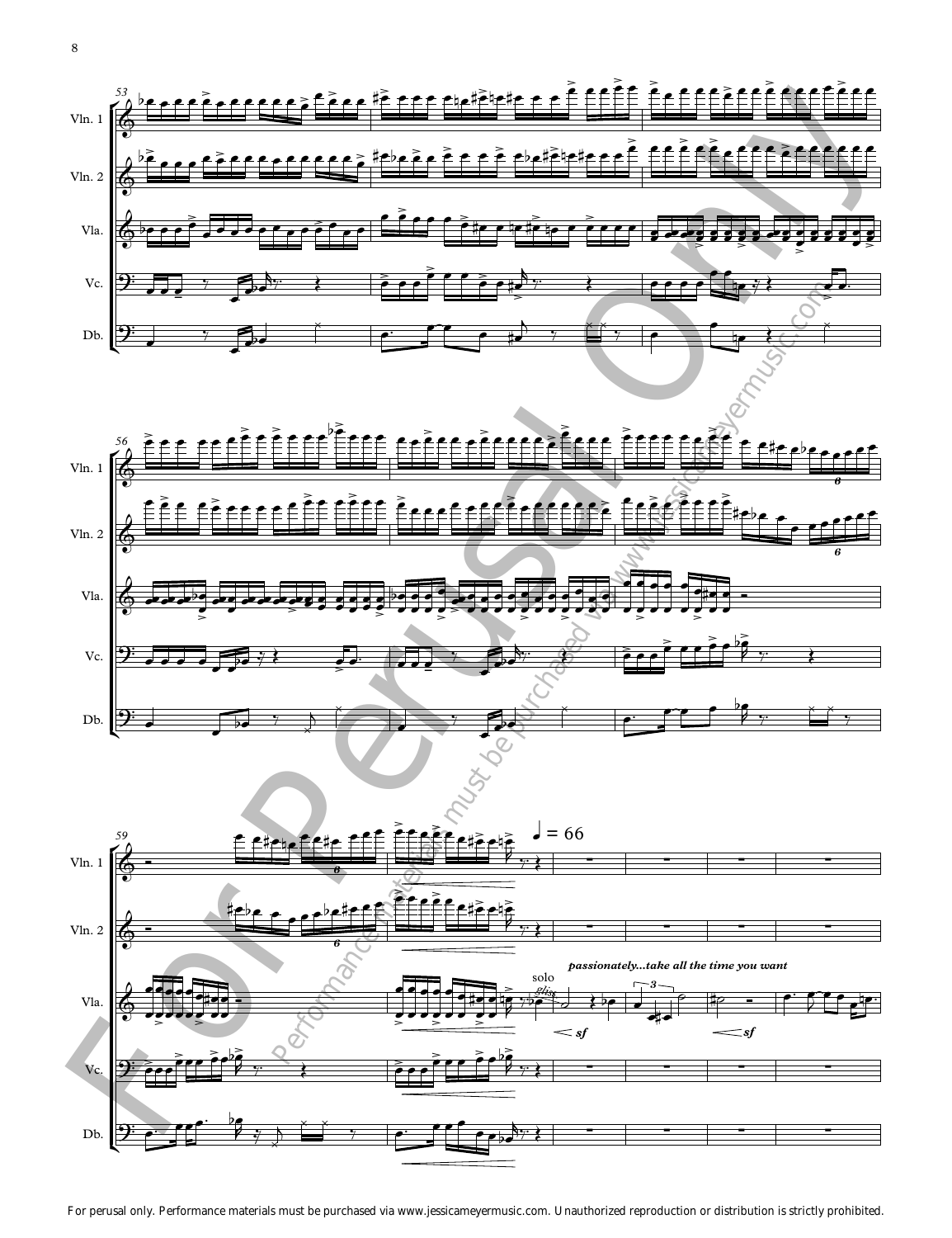Vln. 1

Vln. 2

Vla.

Vc.

Db.

♩ = 66

solo

*gliss.*

***passionately...take all the time you want***

*sf*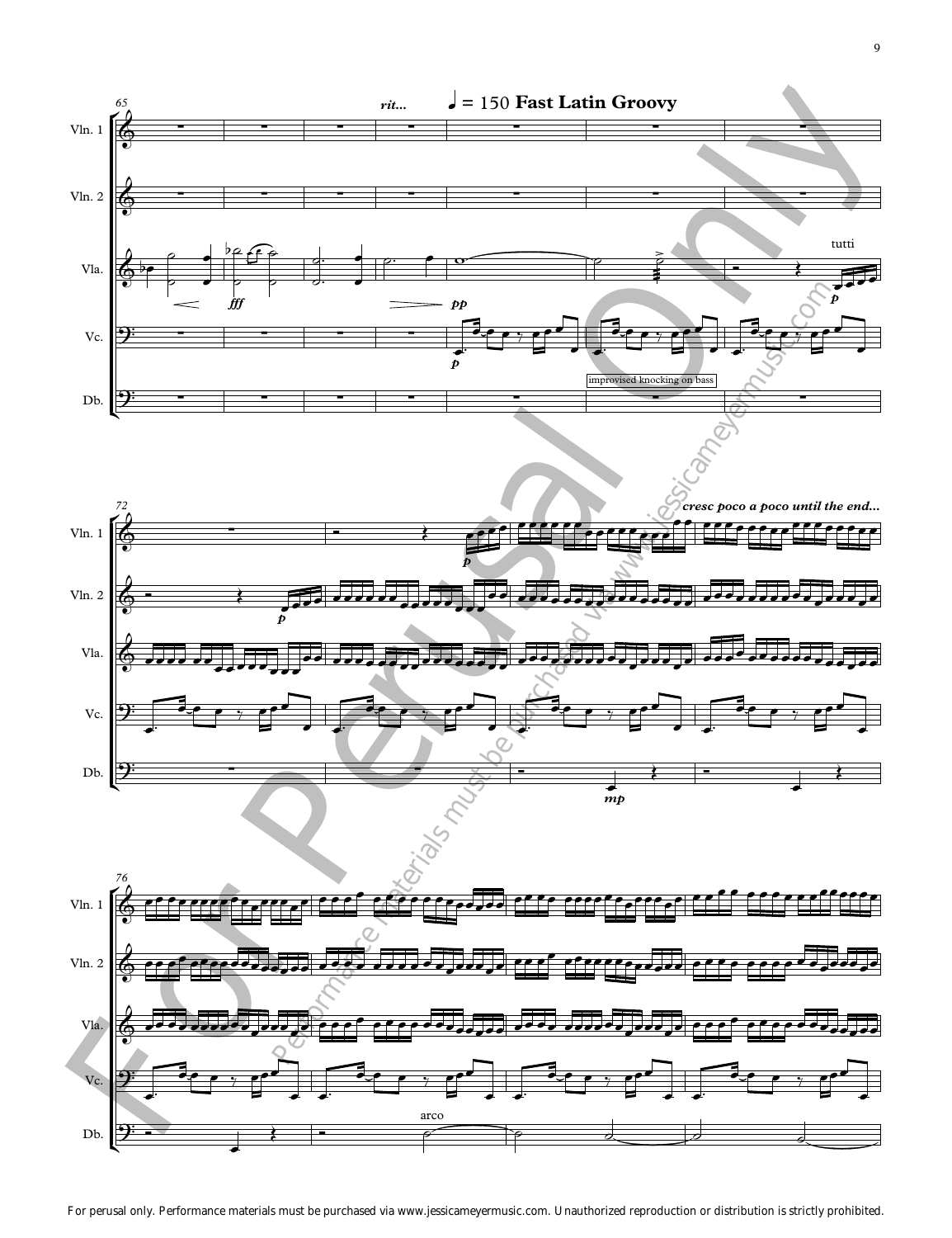*rit...* ♩ = 150 **Fast Latin Groovy**

Vln. 1

Vln. 2

Vla.

Vc.

Db.

tutti

improvised knocking on bass

*cresc poco a poco until the end...*

arco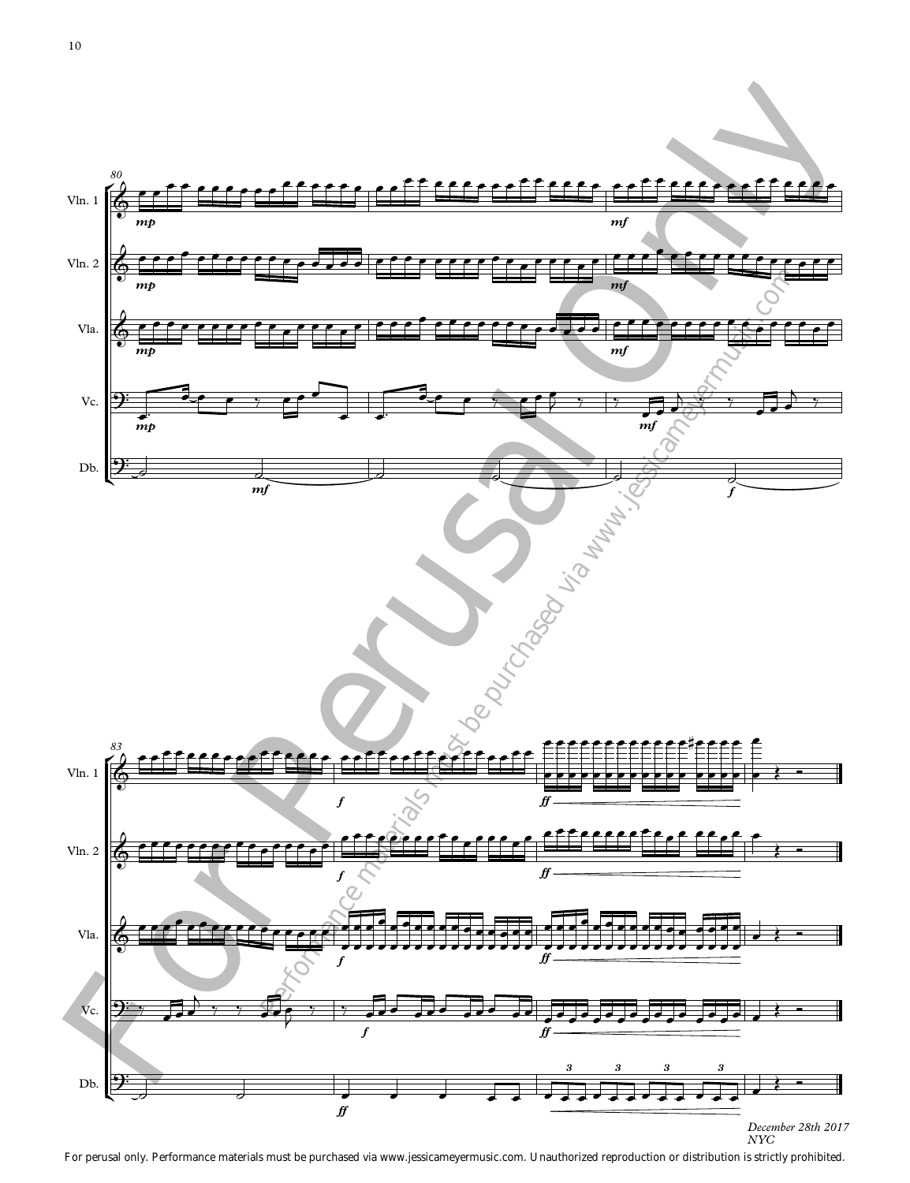December 28th 2017
NYC

For perusal only. Performance materials must be purchased via www.jessicameyermusic.com. Unauthorized reproduction or distribution is strictly prohibited.